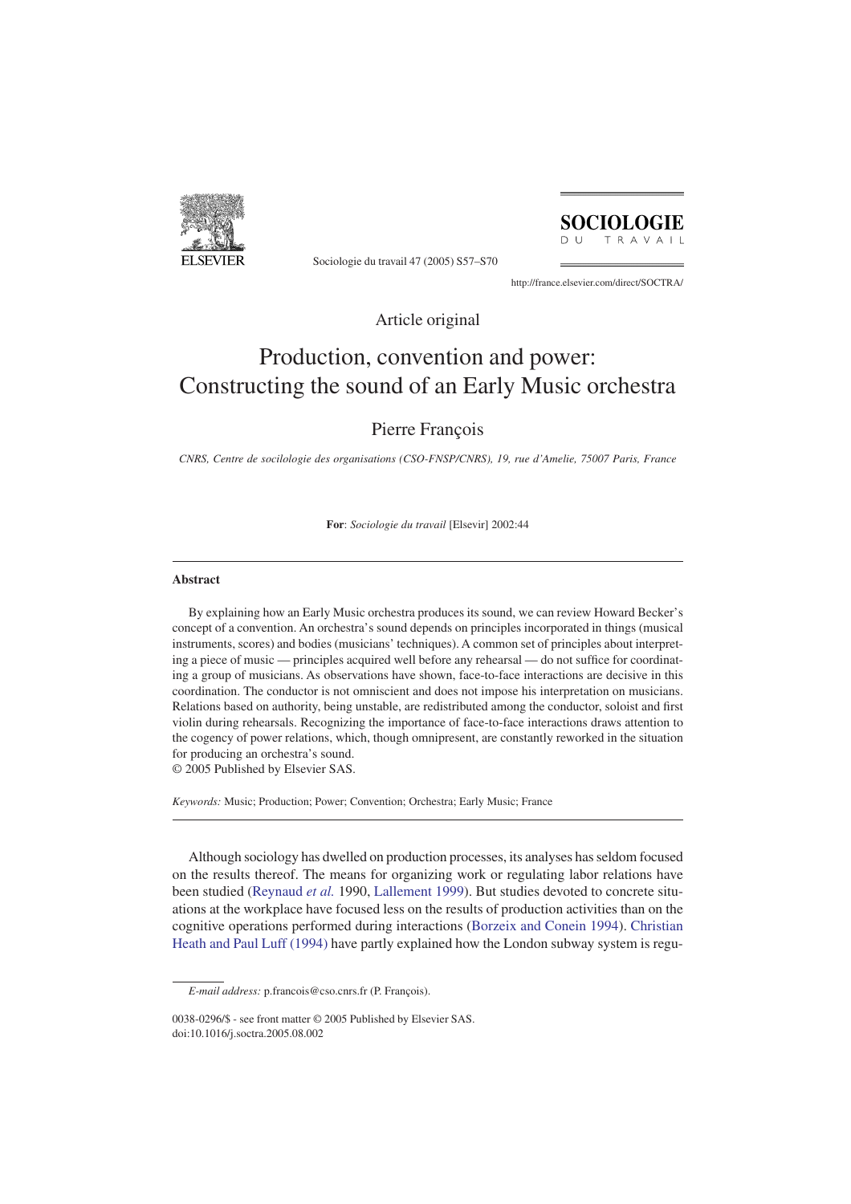Article original

# Production, convention and power: Constructing the sound of an Early Music orchestra

Pierre François

*CNRS, Centre de socilologie des organisations (CSO-FNSP/CNRS), 19, rue d'Amelie, 75007 Paris, France*

**For**: *Sociologie du travail* [Elsevir] 2002:44

## Abstract

By explaining how an Early Music orchestra produces its sound, we can review Howard Becker's concept of a convention. An orchestra's sound depends on principles incorporated in things (musical instruments, scores) and bodies (musicians' techniques). A common set of principles about interpreting a piece of music — principles acquired well before any rehearsal — do not suffice for coordinating a group of musicians. As observations have shown, face-to-face interactions are decisive in this coordination. The conductor is not omniscient and does not impose his interpretation on musicians. Relations based on authority, being unstable, are redistributed among the conductor, soloist and first violin during rehearsals. Recognizing the importance of face-to-face interactions draws attention to the cogency of power relations, which, though omnipresent, are constantly reworked in the situation for producing an orchestra's sound.
© 2005 Published by Elsevier SAS.

*Keywords:* Music; Production; Power; Convention; Orchestra; Early Music; France

Although sociology has dwelled on production processes, its analyses has seldom focused on the results thereof. The means for organizing work or regulating labor relations have been studied (Reynaud *et al.* 1990, Lallement 1999). But studies devoted to concrete situations at the workplace have focused less on the results of production activities than on the cognitive operations performed during interactions (Borzeix and Conein 1994). Christian Heath and Paul Luff (1994) have partly explained how the London subway system is regu-

*E-mail address:* p.francois@cso.cnrs.fr (P. François).

0038-0296/$ - see front matter © 2005 Published by Elsevier SAS.
doi:10.1016/j.soctra.2005.08.002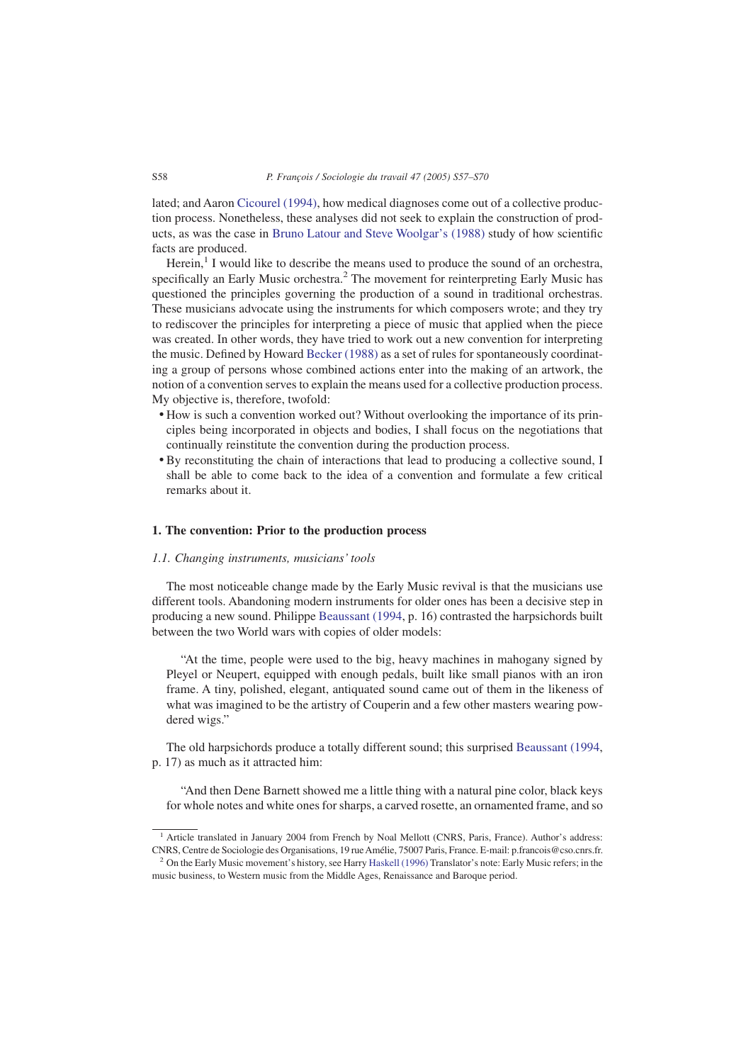lated; and Aaron Cicourel (1994), how medical diagnoses come out of a collective production process. Nonetheless, these analyses did not seek to explain the construction of products, as was the case in Bruno Latour and Steve Woolgar's (1988) study of how scientific facts are produced.

Herein,[1] I would like to describe the means used to produce the sound of an orchestra, specifically an Early Music orchestra.[2] The movement for reinterpreting Early Music has questioned the principles governing the production of a sound in traditional orchestras. These musicians advocate using the instruments for which composers wrote; and they try to rediscover the principles for interpreting a piece of music that applied when the piece was created. In other words, they have tried to work out a new convention for interpreting the music. Defined by Howard Becker (1988) as a set of rules for spontaneously coordinating a group of persons whose combined actions enter into the making of an artwork, the notion of a convention serves to explain the means used for a collective production process. My objective is, therefore, twofold:

- How is such a convention worked out? Without overlooking the importance of its principles being incorporated in objects and bodies, I shall focus on the negotiations that continually reinstitute the convention during the production process.
- By reconstituting the chain of interactions that lead to producing a collective sound, I shall be able to come back to the idea of a convention and formulate a few critical remarks about it.

## 1. The convention: Prior to the production process

### *1.1. Changing instruments, musicians' tools*

The most noticeable change made by the Early Music revival is that the musicians use different tools. Abandoning modern instruments for older ones has been a decisive step in producing a new sound. Philippe Beaussant (1994, p. 16) contrasted the harpsichords built between the two World wars with copies of older models:

> "At the time, people were used to the big, heavy machines in mahogany signed by Pleyel or Neupert, equipped with enough pedals, built like small pianos with an iron frame. A tiny, polished, elegant, antiquated sound came out of them in the likeness of what was imagined to be the artistry of Couperin and a few other masters wearing powdered wigs."

The old harpsichords produce a totally different sound; this surprised Beaussant (1994, p. 17) as much as it attracted him:

> "And then Dene Barnett showed me a little thing with a natural pine color, black keys for whole notes and white ones for sharps, a carved rosette, an ornamented frame, and so

[1] Article translated in January 2004 from French by Noal Mellott (CNRS, Paris, France). Author's address: CNRS, Centre de Sociologie des Organisations, 19 rue Amélie, 75007 Paris, France. E-mail: p.francois@cso.cnrs.fr.

[2] On the Early Music movement's history, see Harry Haskell (1996) Translator's note: Early Music refers; in the music business, to Western music from the Middle Ages, Renaissance and Baroque period.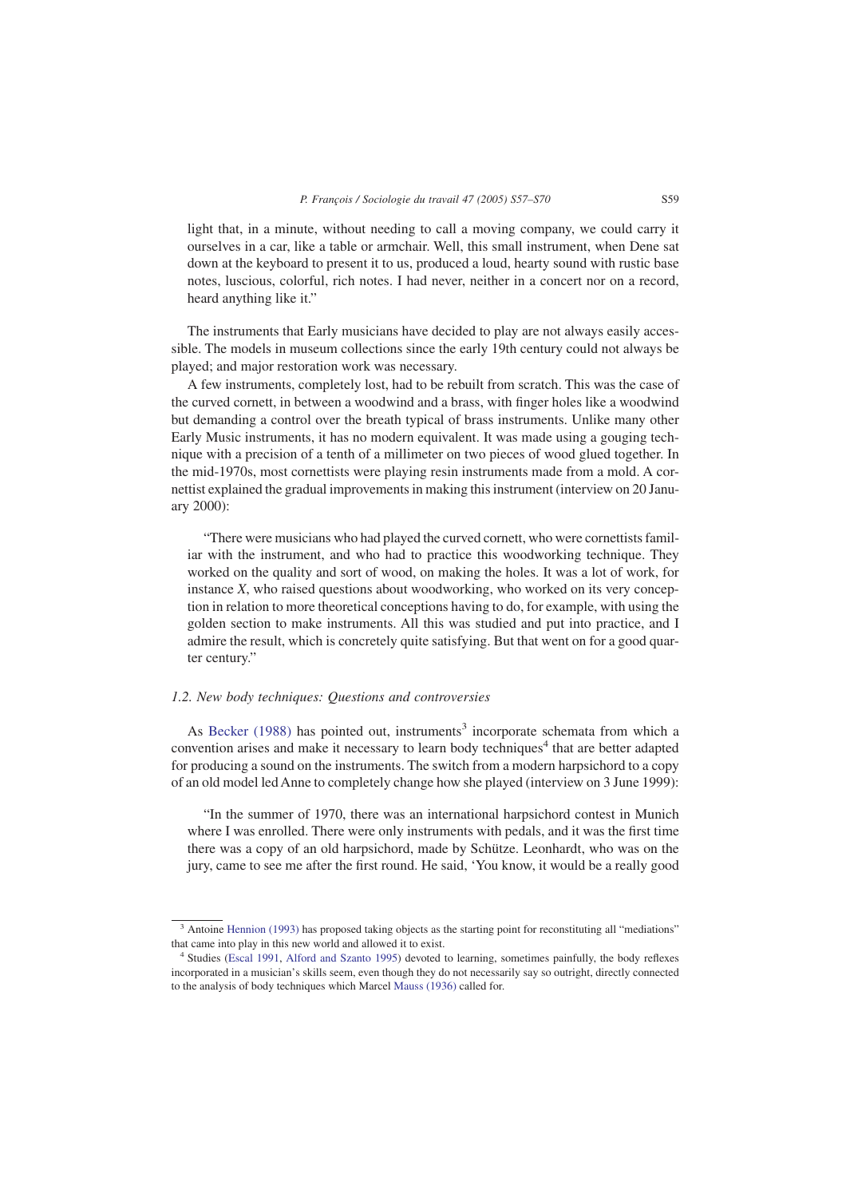light that, in a minute, without needing to call a moving company, we could carry it ourselves in a car, like a table or armchair. Well, this small instrument, when Dene sat down at the keyboard to present it to us, produced a loud, hearty sound with rustic base notes, luscious, colorful, rich notes. I had never, neither in a concert nor on a record, heard anything like it."

The instruments that Early musicians have decided to play are not always easily accessible. The models in museum collections since the early 19th century could not always be played; and major restoration work was necessary.

A few instruments, completely lost, had to be rebuilt from scratch. This was the case of the curved cornett, in between a woodwind and a brass, with finger holes like a woodwind but demanding a control over the breath typical of brass instruments. Unlike many other Early Music instruments, it has no modern equivalent. It was made using a gouging technique with a precision of a tenth of a millimeter on two pieces of wood glued together. In the mid-1970s, most cornettists were playing resin instruments made from a mold. A cornettist explained the gradual improvements in making this instrument (interview on 20 January 2000):

> "There were musicians who had played the curved cornett, who were cornettists familiar with the instrument, and who had to practice this woodworking technique. They worked on the quality and sort of wood, on making the holes. It was a lot of work, for instance *X*, who raised questions about woodworking, who worked on its very conception in relation to more theoretical conceptions having to do, for example, with using the golden section to make instruments. All this was studied and put into practice, and I admire the result, which is concretely quite satisfying. But that went on for a good quarter century."

### *1.2. New body techniques: Questions and controversies*

As Becker (1988) has pointed out, instruments[3] incorporate schemata from which a convention arises and make it necessary to learn body techniques[4] that are better adapted for producing a sound on the instruments. The switch from a modern harpsichord to a copy of an old model led Anne to completely change how she played (interview on 3 June 1999):

> "In the summer of 1970, there was an international harpsichord contest in Munich where I was enrolled. There were only instruments with pedals, and it was the first time there was a copy of an old harpsichord, made by Schütze. Leonhardt, who was on the jury, came to see me after the first round. He said, 'You know, it would be a really good

[3] Antoine Hennion (1993) has proposed taking objects as the starting point for reconstituting all "mediations" that came into play in this new world and allowed it to exist.

[4] Studies (Escal 1991, Alford and Szanto 1995) devoted to learning, sometimes painfully, the body reflexes incorporated in a musician's skills seem, even though they do not necessarily say so outright, directly connected to the analysis of body techniques which Marcel Mauss (1936) called for.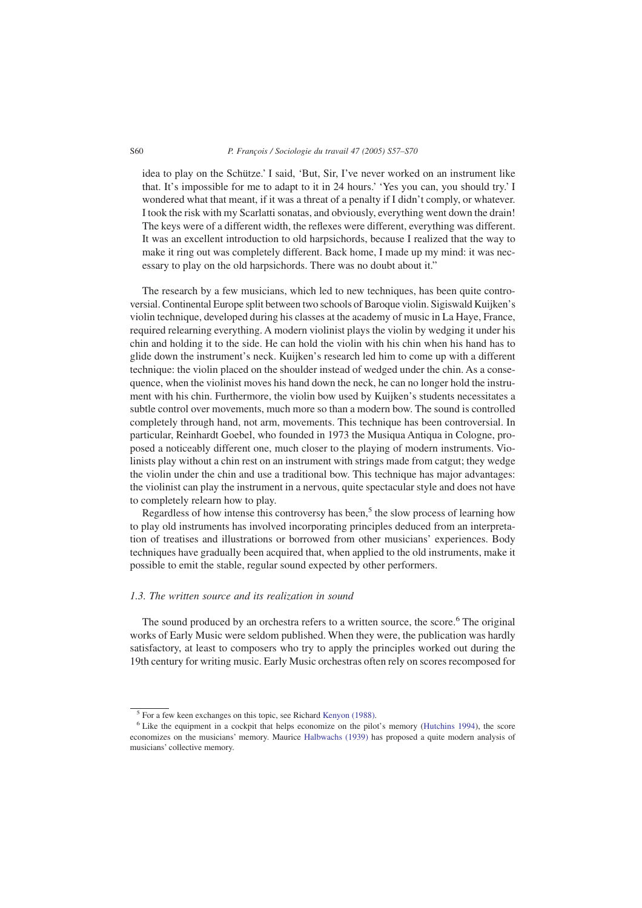idea to play on the Schütze.' I said, 'But, Sir, I've never worked on an instrument like that. It's impossible for me to adapt to it in 24 hours.' 'Yes you can, you should try.' I wondered what that meant, if it was a threat of a penalty if I didn't comply, or whatever. I took the risk with my Scarlatti sonatas, and obviously, everything went down the drain! The keys were of a different width, the reflexes were different, everything was different. It was an excellent introduction to old harpsichords, because I realized that the way to make it ring out was completely different. Back home, I made up my mind: it was necessary to play on the old harpsichords. There was no doubt about it."

The research by a few musicians, which led to new techniques, has been quite controversial. Continental Europe split between two schools of Baroque violin. Sigiswald Kuijken's violin technique, developed during his classes at the academy of music in La Haye, France, required relearning everything. A modern violinist plays the violin by wedging it under his chin and holding it to the side. He can hold the violin with his chin when his hand has to glide down the instrument's neck. Kuijken's research led him to come up with a different technique: the violin placed on the shoulder instead of wedged under the chin. As a consequence, when the violinist moves his hand down the neck, he can no longer hold the instrument with his chin. Furthermore, the violin bow used by Kuijken's students necessitates a subtle control over movements, much more so than a modern bow. The sound is controlled completely through hand, not arm, movements. This technique has been controversial. In particular, Reinhardt Goebel, who founded in 1973 the Musiqua Antiqua in Cologne, proposed a noticeably different one, much closer to the playing of modern instruments. Violinists play without a chin rest on an instrument with strings made from catgut; they wedge the violin under the chin and use a traditional bow. This technique has major advantages: the violinist can play the instrument in a nervous, quite spectacular style and does not have to completely relearn how to play.

Regardless of how intense this controversy has been,[5] the slow process of learning how to play old instruments has involved incorporating principles deduced from an interpretation of treatises and illustrations or borrowed from other musicians' experiences. Body techniques have gradually been acquired that, when applied to the old instruments, make it possible to emit the stable, regular sound expected by other performers.

### *1.3. The written source and its realization in sound*

The sound produced by an orchestra refers to a written source, the score.[6] The original works of Early Music were seldom published. When they were, the publication was hardly satisfactory, at least to composers who try to apply the principles worked out during the 19th century for writing music. Early Music orchestras often rely on scores recomposed for

[5] For a few keen exchanges on this topic, see Richard Kenyon (1988).

[6] Like the equipment in a cockpit that helps economize on the pilot's memory (Hutchins 1994), the score economizes on the musicians' memory. Maurice Halbwachs (1939) has proposed a quite modern analysis of musicians' collective memory.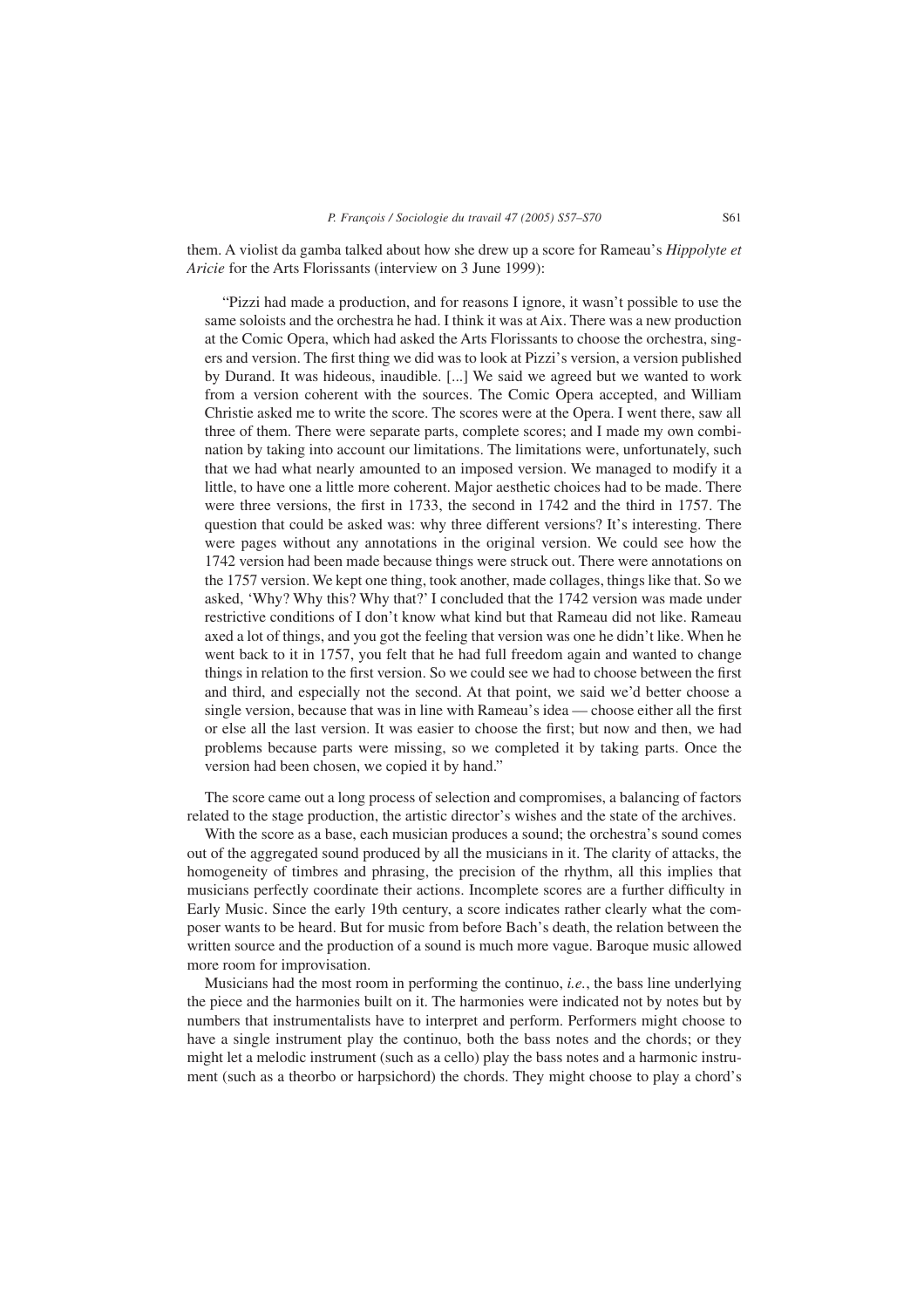them. A violist da gamba talked about how she drew up a score for Rameau's *Hippolyte et Aricie* for the Arts Florissants (interview on 3 June 1999):

> "Pizzi had made a production, and for reasons I ignore, it wasn't possible to use the same soloists and the orchestra he had. I think it was at Aix. There was a new production at the Comic Opera, which had asked the Arts Florissants to choose the orchestra, singers and version. The first thing we did was to look at Pizzi's version, a version published by Durand. It was hideous, inaudible. [...] We said we agreed but we wanted to work from a version coherent with the sources. The Comic Opera accepted, and William Christie asked me to write the score. The scores were at the Opera. I went there, saw all three of them. There were separate parts, complete scores; and I made my own combination by taking into account our limitations. The limitations were, unfortunately, such that we had what nearly amounted to an imposed version. We managed to modify it a little, to have one a little more coherent. Major aesthetic choices had to be made. There were three versions, the first in 1733, the second in 1742 and the third in 1757. The question that could be asked was: why three different versions? It's interesting. There were pages without any annotations in the original version. We could see how the 1742 version had been made because things were struck out. There were annotations on the 1757 version. We kept one thing, took another, made collages, things like that. So we asked, 'Why? Why this? Why that?' I concluded that the 1742 version was made under restrictive conditions of I don't know what kind but that Rameau did not like. Rameau axed a lot of things, and you got the feeling that version was one he didn't like. When he went back to it in 1757, you felt that he had full freedom again and wanted to change things in relation to the first version. So we could see we had to choose between the first and third, and especially not the second. At that point, we said we'd better choose a single version, because that was in line with Rameau's idea — choose either all the first or else all the last version. It was easier to choose the first; but now and then, we had problems because parts were missing, so we completed it by taking parts. Once the version had been chosen, we copied it by hand."

The score came out a long process of selection and compromises, a balancing of factors related to the stage production, the artistic director's wishes and the state of the archives.

With the score as a base, each musician produces a sound; the orchestra's sound comes out of the aggregated sound produced by all the musicians in it. The clarity of attacks, the homogeneity of timbres and phrasing, the precision of the rhythm, all this implies that musicians perfectly coordinate their actions. Incomplete scores are a further difficulty in Early Music. Since the early 19th century, a score indicates rather clearly what the composer wants to be heard. But for music from before Bach's death, the relation between the written source and the production of a sound is much more vague. Baroque music allowed more room for improvisation.

Musicians had the most room in performing the continuo, *i.e.*, the bass line underlying the piece and the harmonies built on it. The harmonies were indicated not by notes but by numbers that instrumentalists have to interpret and perform. Performers might choose to have a single instrument play the continuo, both the bass notes and the chords; or they might let a melodic instrument (such as a cello) play the bass notes and a harmonic instrument (such as a theorbo or harpsichord) the chords. They might choose to play a chord's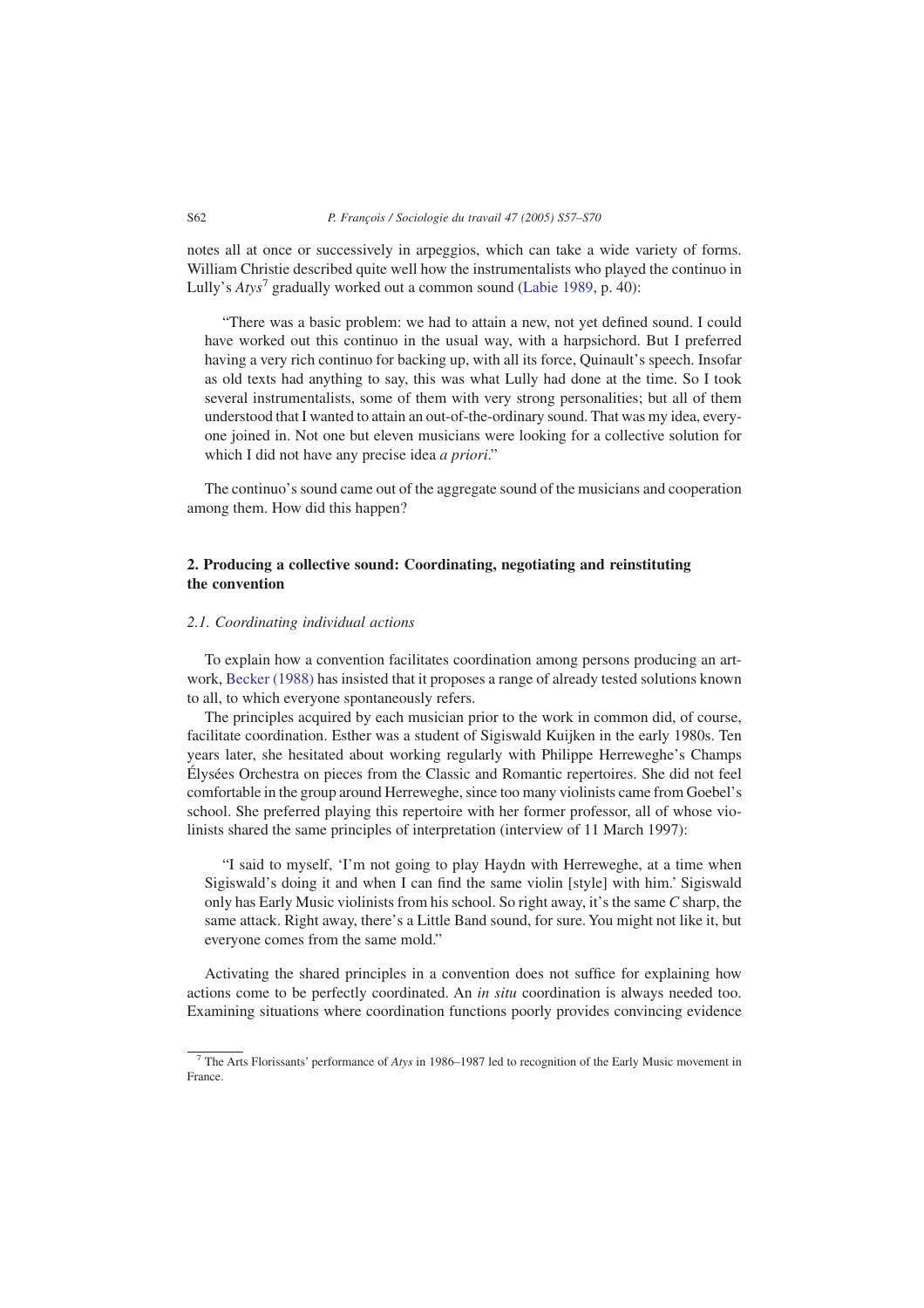notes all at once or successively in arpeggios, which can take a wide variety of forms. William Christie described quite well how the instrumentalists who played the continuo in Lully's *Atys*[7] gradually worked out a common sound (Labie 1989, p. 40):

> "There was a basic problem: we had to attain a new, not yet defined sound. I could have worked out this continuo in the usual way, with a harpsichord. But I preferred having a very rich continuo for backing up, with all its force, Quinault's speech. Insofar as old texts had anything to say, this was what Lully had done at the time. So I took several instrumentalists, some of them with very strong personalities; but all of them understood that I wanted to attain an out-of-the-ordinary sound. That was my idea, everyone joined in. Not one but eleven musicians were looking for a collective solution for which I did not have any precise idea *a priori*."

The continuo's sound came out of the aggregate sound of the musicians and cooperation among them. How did this happen?

## 2. Producing a collective sound: Coordinating, negotiating and reinstituting the convention

### *2.1. Coordinating individual actions*

To explain how a convention facilitates coordination among persons producing an artwork, Becker (1988) has insisted that it proposes a range of already tested solutions known to all, to which everyone spontaneously refers.

The principles acquired by each musician prior to the work in common did, of course, facilitate coordination. Esther was a student of Sigiswald Kuijken in the early 1980s. Ten years later, she hesitated about working regularly with Philippe Herreweghe's Champs Élysées Orchestra on pieces from the Classic and Romantic repertoires. She did not feel comfortable in the group around Herreweghe, since too many violinists came from Goebel's school. She preferred playing this repertoire with her former professor, all of whose violinists shared the same principles of interpretation (interview of 11 March 1997):

> "I said to myself, 'I'm not going to play Haydn with Herreweghe, at a time when Sigiswald's doing it and when I can find the same violin [style] with him.' Sigiswald only has Early Music violinists from his school. So right away, it's the same *C* sharp, the same attack. Right away, there's a Little Band sound, for sure. You might not like it, but everyone comes from the same mold."

Activating the shared principles in a convention does not suffice for explaining how actions come to be perfectly coordinated. An *in situ* coordination is always needed too. Examining situations where coordination functions poorly provides convincing evidence

[7] The Arts Florissants' performance of *Atys* in 1986–1987 led to recognition of the Early Music movement in France.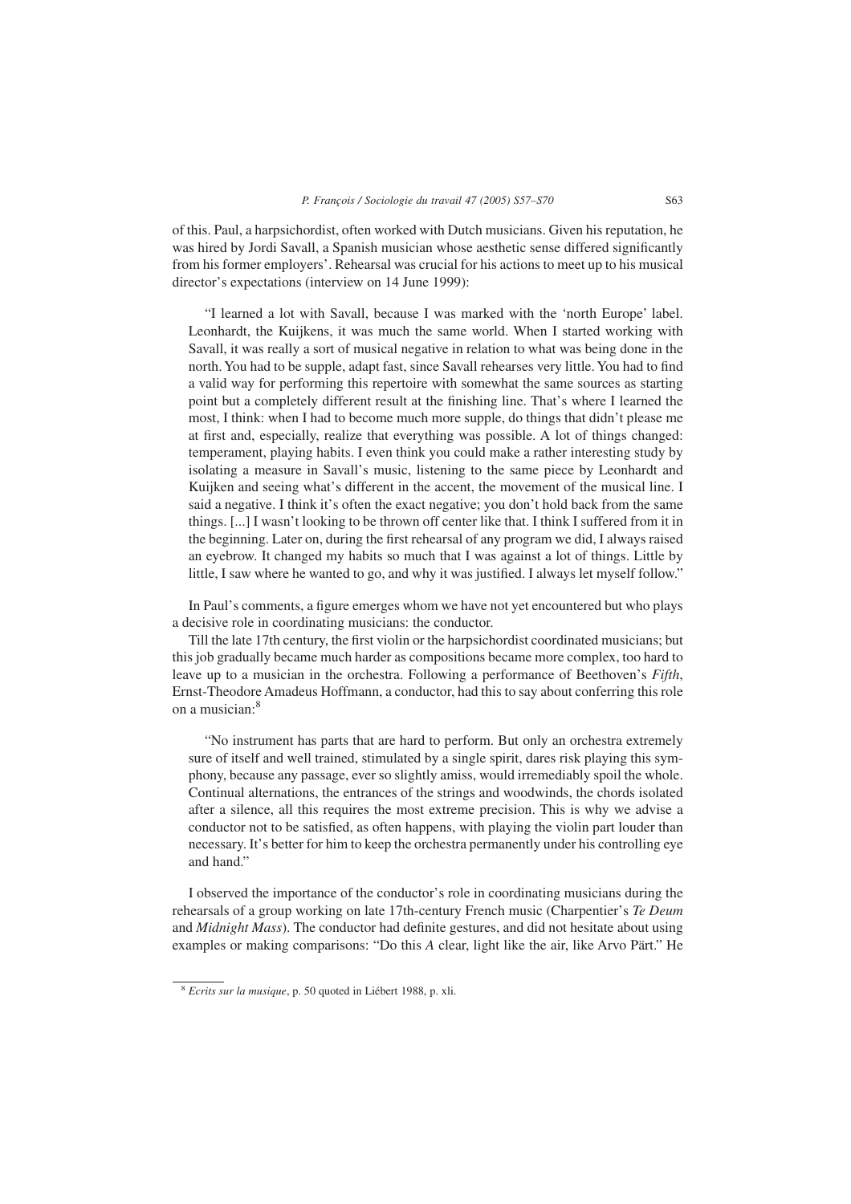of this. Paul, a harpsichordist, often worked with Dutch musicians. Given his reputation, he was hired by Jordi Savall, a Spanish musician whose aesthetic sense differed significantly from his former employers'. Rehearsal was crucial for his actions to meet up to his musical director's expectations (interview on 14 June 1999):

> "I learned a lot with Savall, because I was marked with the 'north Europe' label. Leonhardt, the Kuijkens, it was much the same world. When I started working with Savall, it was really a sort of musical negative in relation to what was being done in the north. You had to be supple, adapt fast, since Savall rehearses very little. You had to find a valid way for performing this repertoire with somewhat the same sources as starting point but a completely different result at the finishing line. That's where I learned the most, I think: when I had to become much more supple, do things that didn't please me at first and, especially, realize that everything was possible. A lot of things changed: temperament, playing habits. I even think you could make a rather interesting study by isolating a measure in Savall's music, listening to the same piece by Leonhardt and Kuijken and seeing what's different in the accent, the movement of the musical line. I said a negative. I think it's often the exact negative; you don't hold back from the same things. [...] I wasn't looking to be thrown off center like that. I think I suffered from it in the beginning. Later on, during the first rehearsal of any program we did, I always raised an eyebrow. It changed my habits so much that I was against a lot of things. Little by little, I saw where he wanted to go, and why it was justified. I always let myself follow."

In Paul's comments, a figure emerges whom we have not yet encountered but who plays a decisive role in coordinating musicians: the conductor.

Till the late 17th century, the first violin or the harpsichordist coordinated musicians; but this job gradually became much harder as compositions became more complex, too hard to leave up to a musician in the orchestra. Following a performance of Beethoven's *Fifth*, Ernst-Theodore Amadeus Hoffmann, a conductor, had this to say about conferring this role on a musician:[8]

> "No instrument has parts that are hard to perform. But only an orchestra extremely sure of itself and well trained, stimulated by a single spirit, dares risk playing this symphony, because any passage, ever so slightly amiss, would irremediably spoil the whole. Continual alternations, the entrances of the strings and woodwinds, the chords isolated after a silence, all this requires the most extreme precision. This is why we advise a conductor not to be satisfied, as often happens, with playing the violin part louder than necessary. It's better for him to keep the orchestra permanently under his controlling eye and hand."

I observed the importance of the conductor's role in coordinating musicians during the rehearsals of a group working on late 17th-century French music (Charpentier's *Te Deum* and *Midnight Mass*). The conductor had definite gestures, and did not hesitate about using examples or making comparisons: "Do this *A* clear, light like the air, like Arvo Pärt." He

[8] *Ecrits sur la musique*, p. 50 quoted in Liébert 1988, p. xli.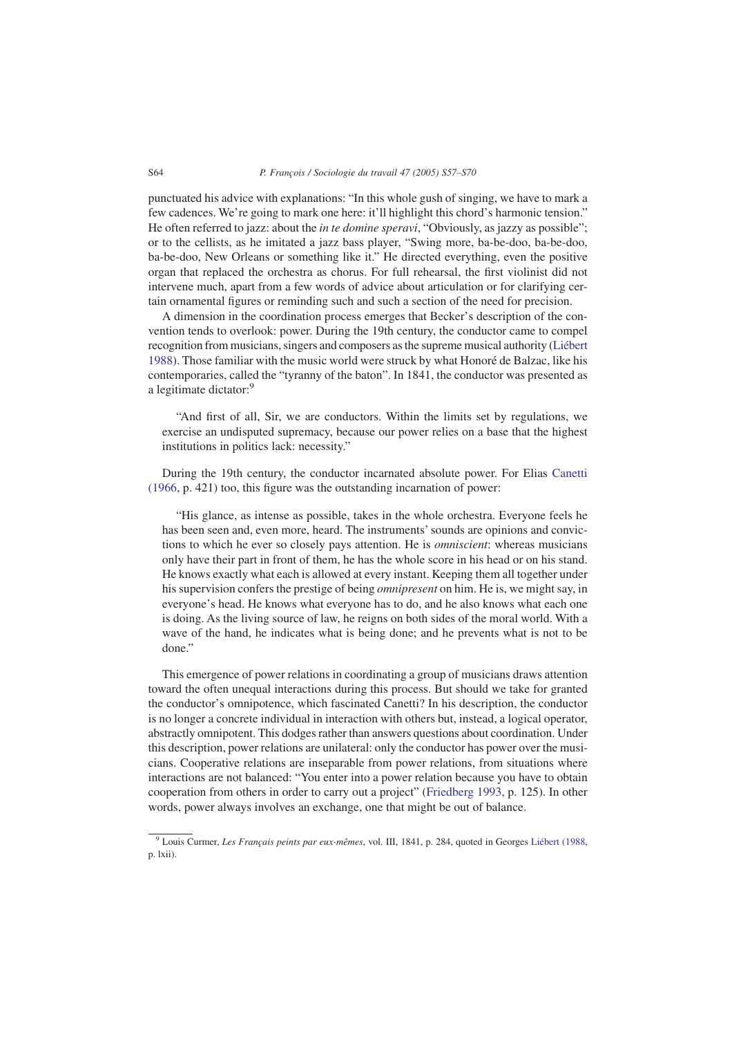punctuated his advice with explanations: "In this whole gush of singing, we have to mark a few cadences. We're going to mark one here: it'll highlight this chord's harmonic tension." He often referred to jazz: about the *in te domine speravi*, "Obviously, as jazzy as possible"; or to the cellists, as he imitated a jazz bass player, "Swing more, ba-be-doo, ba-be-doo, ba-be-doo, New Orleans or something like it." He directed everything, even the positive organ that replaced the orchestra as chorus. For full rehearsal, the first violinist did not intervene much, apart from a few words of advice about articulation or for clarifying certain ornamental figures or reminding such and such a section of the need for precision.

A dimension in the coordination process emerges that Becker's description of the convention tends to overlook: power. During the 19th century, the conductor came to compel recognition from musicians, singers and composers as the supreme musical authority (Liébert 1988). Those familiar with the music world were struck by what Honoré de Balzac, like his contemporaries, called the "tyranny of the baton". In 1841, the conductor was presented as a legitimate dictator:[9]

> "And first of all, Sir, we are conductors. Within the limits set by regulations, we exercise an undisputed supremacy, because our power relies on a base that the highest institutions in politics lack: necessity."

During the 19th century, the conductor incarnated absolute power. For Elias Canetti (1966, p. 421) too, this figure was the outstanding incarnation of power:

> "His glance, as intense as possible, takes in the whole orchestra. Everyone feels he has been seen and, even more, heard. The instruments' sounds are opinions and convictions to which he ever so closely pays attention. He is *omniscient*: whereas musicians only have their part in front of them, he has the whole score in his head or on his stand. He knows exactly what each is allowed at every instant. Keeping them all together under his supervision confers the prestige of being *omnipresent* on him. He is, we might say, in everyone's head. He knows what everyone has to do, and he also knows what each one is doing. As the living source of law, he reigns on both sides of the moral world. With a wave of the hand, he indicates what is being done; and he prevents what is not to be done."

This emergence of power relations in coordinating a group of musicians draws attention toward the often unequal interactions during this process. But should we take for granted the conductor's omnipotence, which fascinated Canetti? In his description, the conductor is no longer a concrete individual in interaction with others but, instead, a logical operator, abstractly omnipotent. This dodges rather than answers questions about coordination. Under this description, power relations are unilateral: only the conductor has power over the musicians. Cooperative relations are inseparable from power relations, from situations where interactions are not balanced: "You enter into a power relation because you have to obtain cooperation from others in order to carry out a project" (Friedberg 1993, p. 125). In other words, power always involves an exchange, one that might be out of balance.

---

[9] Louis Curmer, *Les Français peints par eux-mêmes*, vol. III, 1841, p. 284, quoted in Georges Liébert (1988, p. lxii).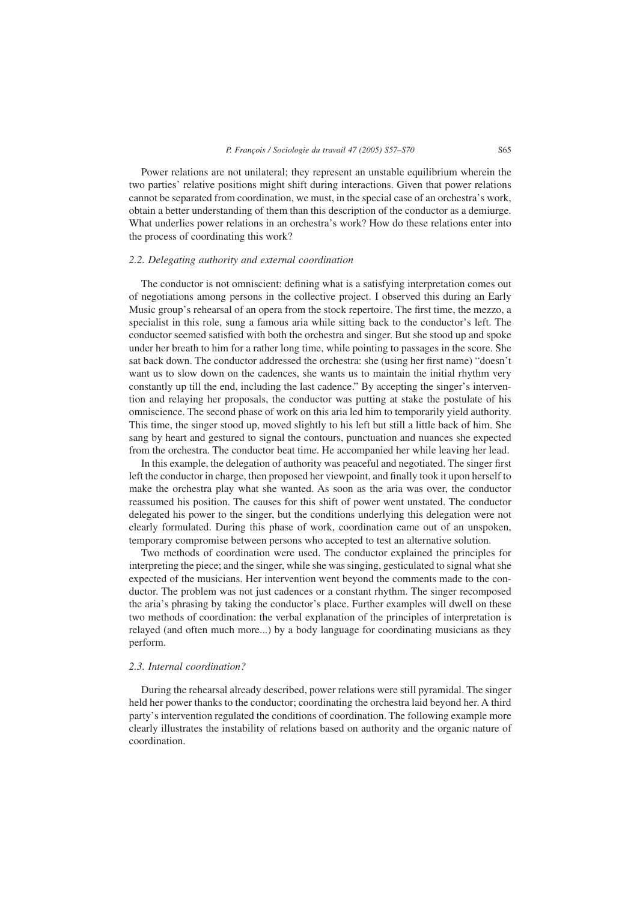Power relations are not unilateral; they represent an unstable equilibrium wherein the two parties' relative positions might shift during interactions. Given that power relations cannot be separated from coordination, we must, in the special case of an orchestra's work, obtain a better understanding of them than this description of the conductor as a demiurge. What underlies power relations in an orchestra's work? How do these relations enter into the process of coordinating this work?

### *2.2. Delegating authority and external coordination*

The conductor is not omniscient: defining what is a satisfying interpretation comes out of negotiations among persons in the collective project. I observed this during an Early Music group's rehearsal of an opera from the stock repertoire. The first time, the mezzo, a specialist in this role, sung a famous aria while sitting back to the conductor's left. The conductor seemed satisfied with both the orchestra and singer. But she stood up and spoke under her breath to him for a rather long time, while pointing to passages in the score. She sat back down. The conductor addressed the orchestra: she (using her first name) "doesn't want us to slow down on the cadences, she wants us to maintain the initial rhythm very constantly up till the end, including the last cadence." By accepting the singer's intervention and relaying her proposals, the conductor was putting at stake the postulate of his omniscience. The second phase of work on this aria led him to temporarily yield authority. This time, the singer stood up, moved slightly to his left but still a little back of him. She sang by heart and gestured to signal the contours, punctuation and nuances she expected from the orchestra. The conductor beat time. He accompanied her while leaving her lead.

In this example, the delegation of authority was peaceful and negotiated. The singer first left the conductor in charge, then proposed her viewpoint, and finally took it upon herself to make the orchestra play what she wanted. As soon as the aria was over, the conductor reassumed his position. The causes for this shift of power went unstated. The conductor delegated his power to the singer, but the conditions underlying this delegation were not clearly formulated. During this phase of work, coordination came out of an unspoken, temporary compromise between persons who accepted to test an alternative solution.

Two methods of coordination were used. The conductor explained the principles for interpreting the piece; and the singer, while she was singing, gesticulated to signal what she expected of the musicians. Her intervention went beyond the comments made to the conductor. The problem was not just cadences or a constant rhythm. The singer recomposed the aria's phrasing by taking the conductor's place. Further examples will dwell on these two methods of coordination: the verbal explanation of the principles of interpretation is relayed (and often much more...) by a body language for coordinating musicians as they perform.

### *2.3. Internal coordination?*

During the rehearsal already described, power relations were still pyramidal. The singer held her power thanks to the conductor; coordinating the orchestra laid beyond her. A third party's intervention regulated the conditions of coordination. The following example more clearly illustrates the instability of relations based on authority and the organic nature of coordination.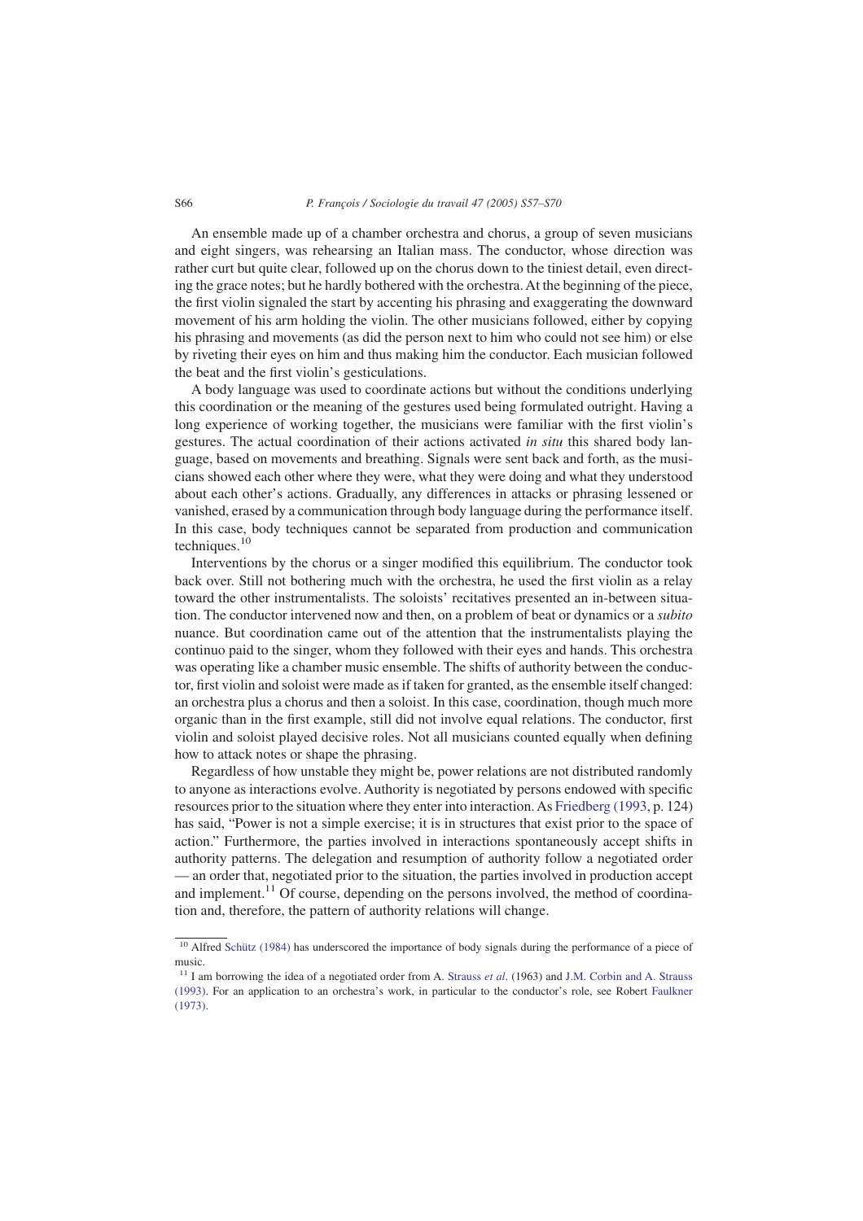An ensemble made up of a chamber orchestra and chorus, a group of seven musicians and eight singers, was rehearsing an Italian mass. The conductor, whose direction was rather curt but quite clear, followed up on the chorus down to the tiniest detail, even directing the grace notes; but he hardly bothered with the orchestra. At the beginning of the piece, the first violin signaled the start by accenting his phrasing and exaggerating the downward movement of his arm holding the violin. The other musicians followed, either by copying his phrasing and movements (as did the person next to him who could not see him) or else by riveting their eyes on him and thus making him the conductor. Each musician followed the beat and the first violin's gesticulations.

A body language was used to coordinate actions but without the conditions underlying this coordination or the meaning of the gestures used being formulated outright. Having a long experience of working together, the musicians were familiar with the first violin's gestures. The actual coordination of their actions activated *in situ* this shared body language, based on movements and breathing. Signals were sent back and forth, as the musicians showed each other where they were, what they were doing and what they understood about each other's actions. Gradually, any differences in attacks or phrasing lessened or vanished, erased by a communication through body language during the performance itself. In this case, body techniques cannot be separated from production and communication techniques.[10]

Interventions by the chorus or a singer modified this equilibrium. The conductor took back over. Still not bothering much with the orchestra, he used the first violin as a relay toward the other instrumentalists. The soloists' recitatives presented an in-between situation. The conductor intervened now and then, on a problem of beat or dynamics or a *subito* nuance. But coordination came out of the attention that the instrumentalists playing the continuo paid to the singer, whom they followed with their eyes and hands. This orchestra was operating like a chamber music ensemble. The shifts of authority between the conductor, first violin and soloist were made as if taken for granted, as the ensemble itself changed: an orchestra plus a chorus and then a soloist. In this case, coordination, though much more organic than in the first example, still did not involve equal relations. The conductor, first violin and soloist played decisive roles. Not all musicians counted equally when defining how to attack notes or shape the phrasing.

Regardless of how unstable they might be, power relations are not distributed randomly to anyone as interactions evolve. Authority is negotiated by persons endowed with specific resources prior to the situation where they enter into interaction. As Friedberg (1993, p. 124) has said, "Power is not a simple exercise; it is in structures that exist prior to the space of action." Furthermore, the parties involved in interactions spontaneously accept shifts in authority patterns. The delegation and resumption of authority follow a negotiated order — an order that, negotiated prior to the situation, the parties involved in production accept and implement.[11] Of course, depending on the persons involved, the method of coordination and, therefore, the pattern of authority relations will change.

---

[10] Alfred Schütz (1984) has underscored the importance of body signals during the performance of a piece of music.

[11] I am borrowing the idea of a negotiated order from A. Strauss *et al*. (1963) and J.M. Corbin and A. Strauss (1993). For an application to an orchestra's work, in particular to the conductor's role, see Robert Faulkner (1973).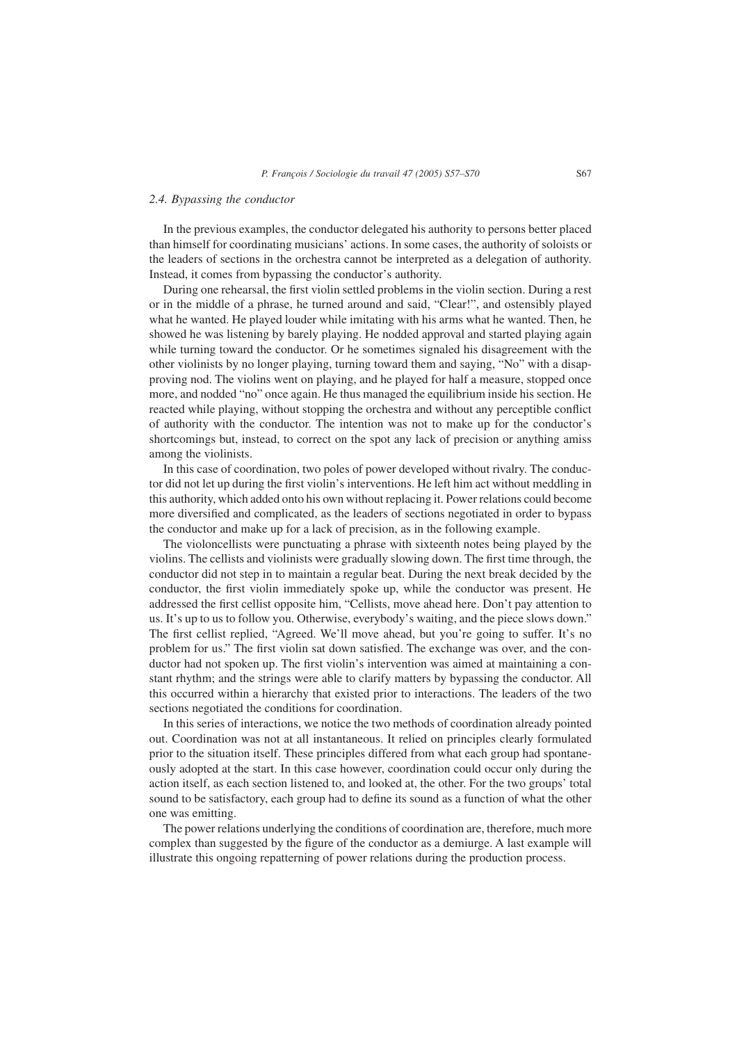### 2.4. Bypassing the conductor

In the previous examples, the conductor delegated his authority to persons better placed than himself for coordinating musicians' actions. In some cases, the authority of soloists or the leaders of sections in the orchestra cannot be interpreted as a delegation of authority. Instead, it comes from bypassing the conductor's authority.

During one rehearsal, the first violin settled problems in the violin section. During a rest or in the middle of a phrase, he turned around and said, "Clear!", and ostensibly played what he wanted. He played louder while imitating with his arms what he wanted. Then, he showed he was listening by barely playing. He nodded approval and started playing again while turning toward the conductor. Or he sometimes signaled his disagreement with the other violinists by no longer playing, turning toward them and saying, "No" with a disapproving nod. The violins went on playing, and he played for half a measure, stopped once more, and nodded "no" once again. He thus managed the equilibrium inside his section. He reacted while playing, without stopping the orchestra and without any perceptible conflict of authority with the conductor. The intention was not to make up for the conductor's shortcomings but, instead, to correct on the spot any lack of precision or anything amiss among the violinists.

In this case of coordination, two poles of power developed without rivalry. The conductor did not let up during the first violin's interventions. He left him act without meddling in this authority, which added onto his own without replacing it. Power relations could become more diversified and complicated, as the leaders of sections negotiated in order to bypass the conductor and make up for a lack of precision, as in the following example.

The violoncellists were punctuating a phrase with sixteenth notes being played by the violins. The cellists and violinists were gradually slowing down. The first time through, the conductor did not step in to maintain a regular beat. During the next break decided by the conductor, the first violin immediately spoke up, while the conductor was present. He addressed the first cellist opposite him, "Cellists, move ahead here. Don't pay attention to us. It's up to us to follow you. Otherwise, everybody's waiting, and the piece slows down." The first cellist replied, "Agreed. We'll move ahead, but you're going to suffer. It's no problem for us." The first violin sat down satisfied. The exchange was over, and the conductor had not spoken up. The first violin's intervention was aimed at maintaining a constant rhythm; and the strings were able to clarify matters by bypassing the conductor. All this occurred within a hierarchy that existed prior to interactions. The leaders of the two sections negotiated the conditions for coordination.

In this series of interactions, we notice the two methods of coordination already pointed out. Coordination was not at all instantaneous. It relied on principles clearly formulated prior to the situation itself. These principles differed from what each group had spontaneously adopted at the start. In this case however, coordination could occur only during the action itself, as each section listened to, and looked at, the other. For the two groups' total sound to be satisfactory, each group had to define its sound as a function of what the other one was emitting.

The power relations underlying the conditions of coordination are, therefore, much more complex than suggested by the figure of the conductor as a demiurge. A last example will illustrate this ongoing repatterning of power relations during the production process.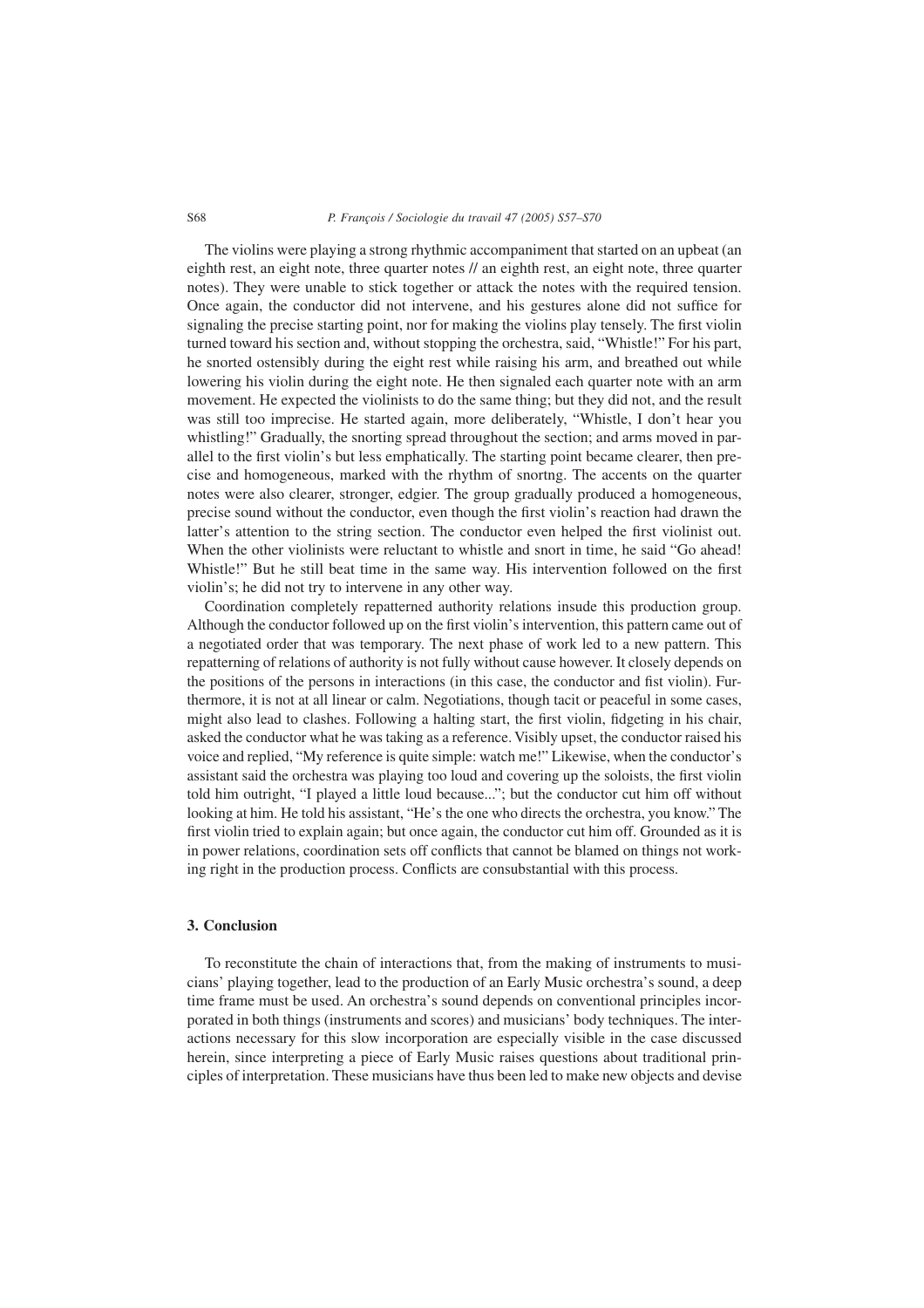The violins were playing a strong rhythmic accompaniment that started on an upbeat (an eighth rest, an eight note, three quarter notes // an eighth rest, an eight note, three quarter notes). They were unable to stick together or attack the notes with the required tension. Once again, the conductor did not intervene, and his gestures alone did not suffice for signaling the precise starting point, nor for making the violins play tensely. The first violin turned toward his section and, without stopping the orchestra, said, "Whistle!" For his part, he snorted ostensibly during the eight rest while raising his arm, and breathed out while lowering his violin during the eight note. He then signaled each quarter note with an arm movement. He expected the violinists to do the same thing; but they did not, and the result was still too imprecise. He started again, more deliberately, "Whistle, I don't hear you whistling!" Gradually, the snorting spread throughout the section; and arms moved in parallel to the first violin's but less emphatically. The starting point became clearer, then precise and homogeneous, marked with the rhythm of snortng. The accents on the quarter notes were also clearer, stronger, edgier. The group gradually produced a homogeneous, precise sound without the conductor, even though the first violin's reaction had drawn the latter's attention to the string section. The conductor even helped the first violinist out. When the other violinists were reluctant to whistle and snort in time, he said "Go ahead! Whistle!" But he still beat time in the same way. His intervention followed on the first violin's; he did not try to intervene in any other way.

Coordination completely repatterned authority relations insude this production group. Although the conductor followed up on the first violin's intervention, this pattern came out of a negotiated order that was temporary. The next phase of work led to a new pattern. This repatterning of relations of authority is not fully without cause however. It closely depends on the positions of the persons in interactions (in this case, the conductor and fist violin). Furthermore, it is not at all linear or calm. Negotiations, though tacit or peaceful in some cases, might also lead to clashes. Following a halting start, the first violin, fidgeting in his chair, asked the conductor what he was taking as a reference. Visibly upset, the conductor raised his voice and replied, "My reference is quite simple: watch me!" Likewise, when the conductor's assistant said the orchestra was playing too loud and covering up the soloists, the first violin told him outright, "I played a little loud because..."; but the conductor cut him off without looking at him. He told his assistant, "He's the one who directs the orchestra, you know." The first violin tried to explain again; but once again, the conductor cut him off. Grounded as it is in power relations, coordination sets off conflicts that cannot be blamed on things not working right in the production process. Conflicts are consubstantial with this process.

## 3. Conclusion

To reconstitute the chain of interactions that, from the making of instruments to musicians' playing together, lead to the production of an Early Music orchestra's sound, a deep time frame must be used. An orchestra's sound depends on conventional principles incorporated in both things (instruments and scores) and musicians' body techniques. The interactions necessary for this slow incorporation are especially visible in the case discussed herein, since interpreting a piece of Early Music raises questions about traditional principles of interpretation. These musicians have thus been led to make new objects and devise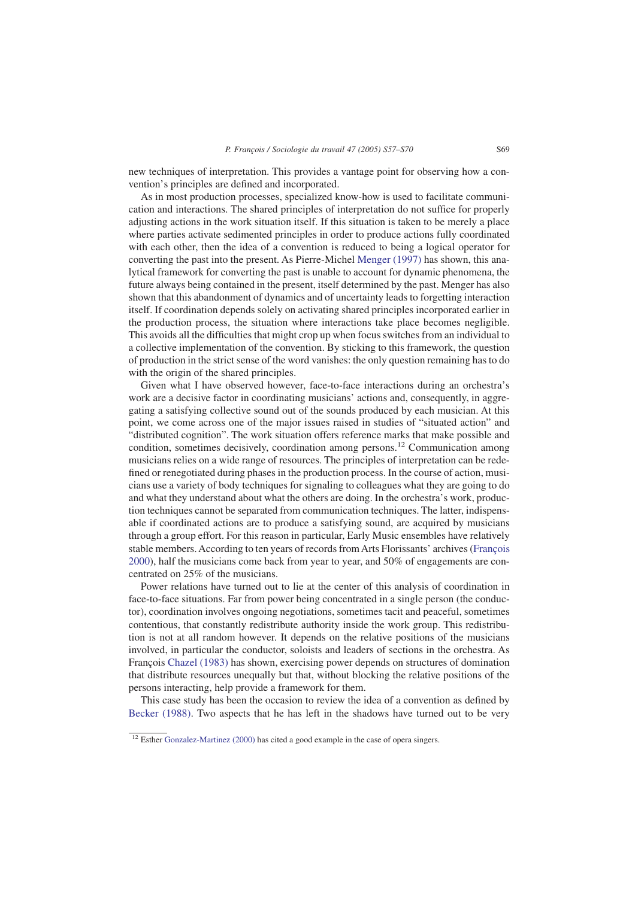new techniques of interpretation. This provides a vantage point for observing how a convention's principles are defined and incorporated.

As in most production processes, specialized know-how is used to facilitate communication and interactions. The shared principles of interpretation do not suffice for properly adjusting actions in the work situation itself. If this situation is taken to be merely a place where parties activate sedimented principles in order to produce actions fully coordinated with each other, then the idea of a convention is reduced to being a logical operator for converting the past into the present. As Pierre-Michel Menger (1997) has shown, this analytical framework for converting the past is unable to account for dynamic phenomena, the future always being contained in the present, itself determined by the past. Menger has also shown that this abandonment of dynamics and of uncertainty leads to forgetting interaction itself. If coordination depends solely on activating shared principles incorporated earlier in the production process, the situation where interactions take place becomes negligible. This avoids all the difficulties that might crop up when focus switches from an individual to a collective implementation of the convention. By sticking to this framework, the question of production in the strict sense of the word vanishes: the only question remaining has to do with the origin of the shared principles.

Given what I have observed however, face-to-face interactions during an orchestra's work are a decisive factor in coordinating musicians' actions and, consequently, in aggregating a satisfying collective sound out of the sounds produced by each musician. At this point, we come across one of the major issues raised in studies of "situated action" and "distributed cognition". The work situation offers reference marks that make possible and condition, sometimes decisively, coordination among persons.[12] Communication among musicians relies on a wide range of resources. The principles of interpretation can be redefined or renegotiated during phases in the production process. In the course of action, musicians use a variety of body techniques for signaling to colleagues what they are going to do and what they understand about what the others are doing. In the orchestra's work, production techniques cannot be separated from communication techniques. The latter, indispensable if coordinated actions are to produce a satisfying sound, are acquired by musicians through a group effort. For this reason in particular, Early Music ensembles have relatively stable members. According to ten years of records from Arts Florissants' archives (François 2000), half the musicians come back from year to year, and 50% of engagements are concentrated on 25% of the musicians.

Power relations have turned out to lie at the center of this analysis of coordination in face-to-face situations. Far from power being concentrated in a single person (the conductor), coordination involves ongoing negotiations, sometimes tacit and peaceful, sometimes contentious, that constantly redistribute authority inside the work group. This redistribution is not at all random however. It depends on the relative positions of the musicians involved, in particular the conductor, soloists and leaders of sections in the orchestra. As François Chazel (1983) has shown, exercising power depends on structures of domination that distribute resources unequally but that, without blocking the relative positions of the persons interacting, help provide a framework for them.

This case study has been the occasion to review the idea of a convention as defined by Becker (1988). Two aspects that he has left in the shadows have turned out to be very

[12] Esther Gonzalez-Martinez (2000) has cited a good example in the case of opera singers.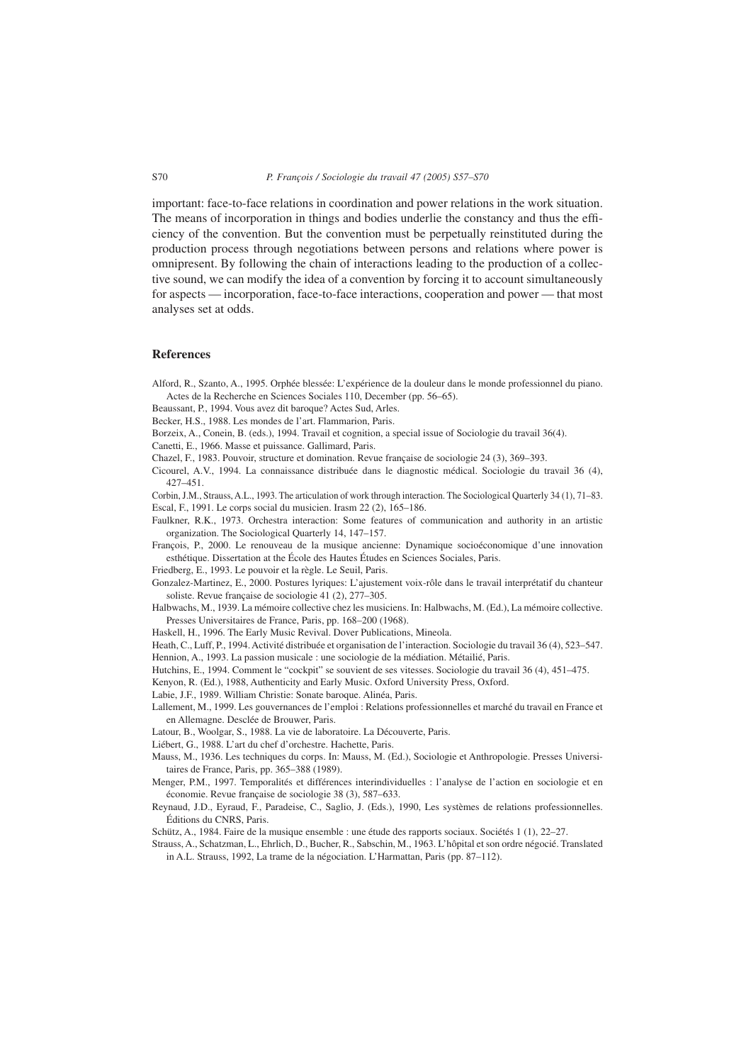important: face-to-face relations in coordination and power relations in the work situation. The means of incorporation in things and bodies underlie the constancy and thus the efficiency of the convention. But the convention must be perpetually reinstituted during the production process through negotiations between persons and relations where power is omnipresent. By following the chain of interactions leading to the production of a collective sound, we can modify the idea of a convention by forcing it to account simultaneously for aspects — incorporation, face-to-face interactions, cooperation and power — that most analyses set at odds.

## References

Alford, R., Szanto, A., 1995. Orphée blessée: L'expérience de la douleur dans le monde professionnel du piano. Actes de la Recherche en Sciences Sociales 110, December (pp. 56–65).

Beaussant, P., 1994. Vous avez dit baroque? Actes Sud, Arles.

Becker, H.S., 1988. Les mondes de l'art. Flammarion, Paris.

Borzeix, A., Conein, B. (eds.), 1994. Travail et cognition, a special issue of Sociologie du travail 36(4).

Canetti, E., 1966. Masse et puissance. Gallimard, Paris.

Chazel, F., 1983. Pouvoir, structure et domination. Revue française de sociologie 24 (3), 369–393.

Cicourel, A.V., 1994. La connaissance distribuée dans le diagnostic médical. Sociologie du travail 36 (4), 427–451.

Corbin, J.M., Strauss, A.L., 1993. The articulation of work through interaction. The Sociological Quarterly 34 (1), 71–83.

Escal, F., 1991. Le corps social du musicien. Irasm 22 (2), 165–186.

Faulkner, R.K., 1973. Orchestra interaction: Some features of communication and authority in an artistic organization. The Sociological Quarterly 14, 147–157.

François, P., 2000. Le renouveau de la musique ancienne: Dynamique socioéconomique d'une innovation esthétique. Dissertation at the École des Hautes Études en Sciences Sociales, Paris.

Friedberg, E., 1993. Le pouvoir et la règle. Le Seuil, Paris.

Gonzalez-Martinez, E., 2000. Postures lyriques: L'ajustement voix-rôle dans le travail interprétatif du chanteur soliste. Revue française de sociologie 41 (2), 277–305.

Halbwachs, M., 1939. La mémoire collective chez les musiciens. In: Halbwachs, M. (Ed.), La mémoire collective. Presses Universitaires de France, Paris, pp. 168–200 (1968).

Haskell, H., 1996. The Early Music Revival. Dover Publications, Mineola.

Heath, C., Luff, P., 1994. Activité distribuée et organisation de l'interaction. Sociologie du travail 36 (4), 523–547.

Hennion, A., 1993. La passion musicale : une sociologie de la médiation. Métailié, Paris.

Hutchins, E., 1994. Comment le "cockpit" se souvient de ses vitesses. Sociologie du travail 36 (4), 451–475.

Kenyon, R. (Ed.), 1988, Authenticity and Early Music. Oxford University Press, Oxford.

Labie, J.F., 1989. William Christie: Sonate baroque. Alinéa, Paris.

Lallement, M., 1999. Les gouvernances de l'emploi : Relations professionnelles et marché du travail en France et en Allemagne. Desclée de Brouwer, Paris.

Latour, B., Woolgar, S., 1988. La vie de laboratoire. La Découverte, Paris.

Liébert, G., 1988. L'art du chef d'orchestre. Hachette, Paris.

Mauss, M., 1936. Les techniques du corps. In: Mauss, M. (Ed.), Sociologie et Anthropologie. Presses Universitaires de France, Paris, pp. 365–388 (1989).

Menger, P.M., 1997. Temporalités et différences interindividuelles : l'analyse de l'action en sociologie et en économie. Revue française de sociologie 38 (3), 587–633.

Reynaud, J.D., Eyraud, F., Paradeise, C., Saglio, J. (Eds.), 1990, Les systèmes de relations professionnelles. Éditions du CNRS, Paris.

Schütz, A., 1984. Faire de la musique ensemble : une étude des rapports sociaux. Sociétés 1 (1), 22–27.

Strauss, A., Schatzman, L., Ehrlich, D., Bucher, R., Sabschin, M., 1963. L'hôpital et son ordre négocié. Translated in A.L. Strauss, 1992, La trame de la négociation. L'Harmattan, Paris (pp. 87–112).